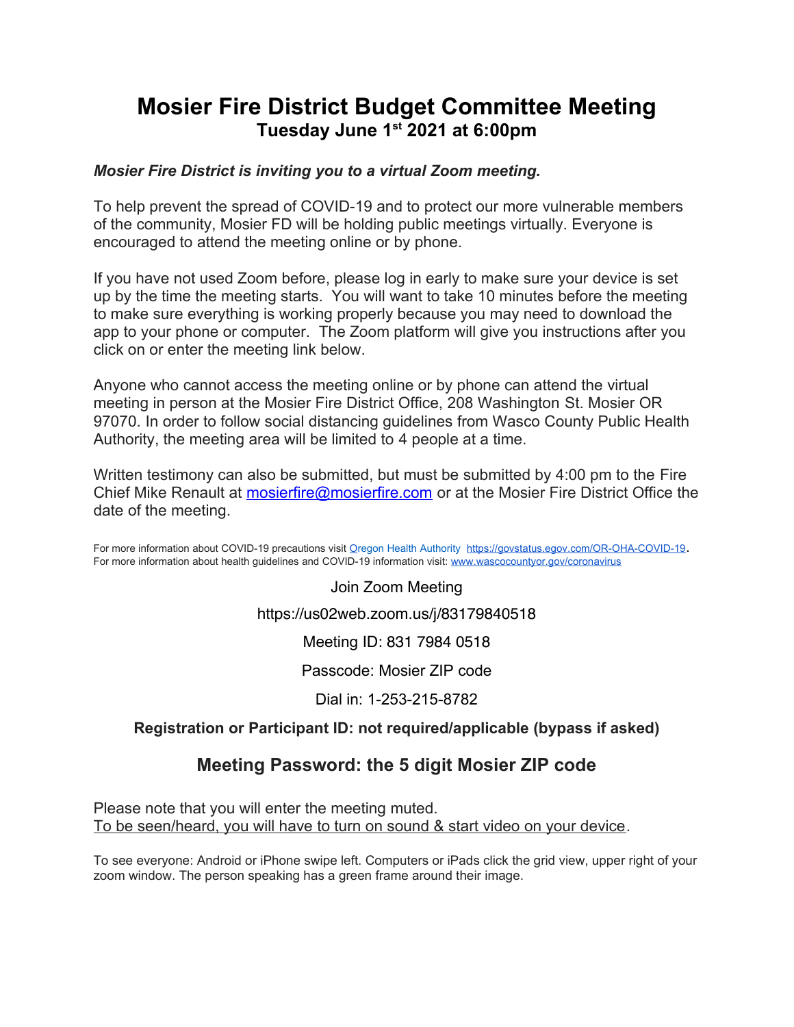# Mosier Fire District Budget Committee Meeting

## Tuesday June 1st 2021 at 6:00pm

***Mosier Fire District is inviting you to a virtual Zoom meeting.***

To help prevent the spread of COVID-19 and to protect our more vulnerable members of the community, Mosier FD will be holding public meetings virtually. Everyone is encouraged to attend the meeting online or by phone.

If you have not used Zoom before, please log in early to make sure your device is set up by the time the meeting starts. You will want to take 10 minutes before the meeting to make sure everything is working properly because you may need to download the app to your phone or computer. The Zoom platform will give you instructions after you click on or enter the meeting link below.

Anyone who cannot access the meeting online or by phone can attend the virtual meeting in person at the Mosier Fire District Office, 208 Washington St. Mosier OR 97070. In order to follow social distancing guidelines from Wasco County Public Health Authority, the meeting area will be limited to 4 people at a time.

Written testimony can also be submitted, but must be submitted by 4:00 pm to the Fire Chief Mike Renault at mosierfire@mosierfire.com or at the Mosier Fire District Office the date of the meeting.

For more information about COVID-19 precautions visit Oregon Health Authority https://govstatus.egov.com/OR-OHA-COVID-19.
For more information about health guidelines and COVID-19 information visit: www.wascocountyor.gov/coronavirus

Join Zoom Meeting

https://us02web.zoom.us/j/83179840518

Meeting ID: 831 7984 0518

Passcode: Mosier ZIP code

Dial in: 1-253-215-8782

**Registration or Participant ID: not required/applicable (bypass if asked)**

## Meeting Password: the 5 digit Mosier ZIP code

Please note that you will enter the meeting muted.
<u>To be seen/heard, you will have to turn on sound & start video on your device</u>.

To see everyone: Android or iPhone swipe left. Computers or iPads click the grid view, upper right of your zoom window. The person speaking has a green frame around their image.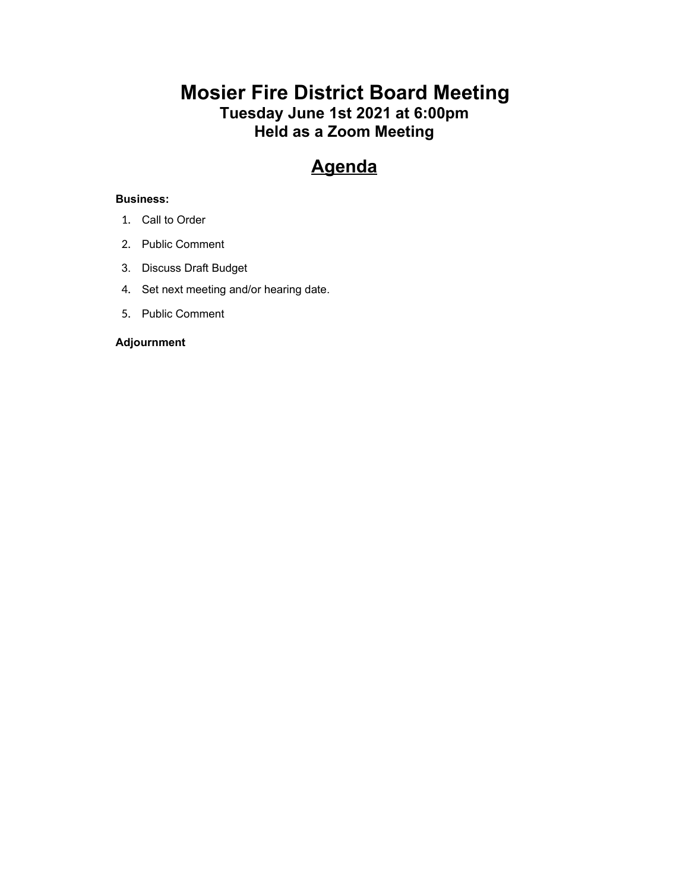# Mosier Fire District Board Meeting

### Tuesday June 1st 2021 at 6:00pm
### Held as a Zoom Meeting

## Agenda

**Business:**

1. Call to Order
2. Public Comment
3. Discuss Draft Budget
4. Set next meeting and/or hearing date.
5. Public Comment

**Adjournment**